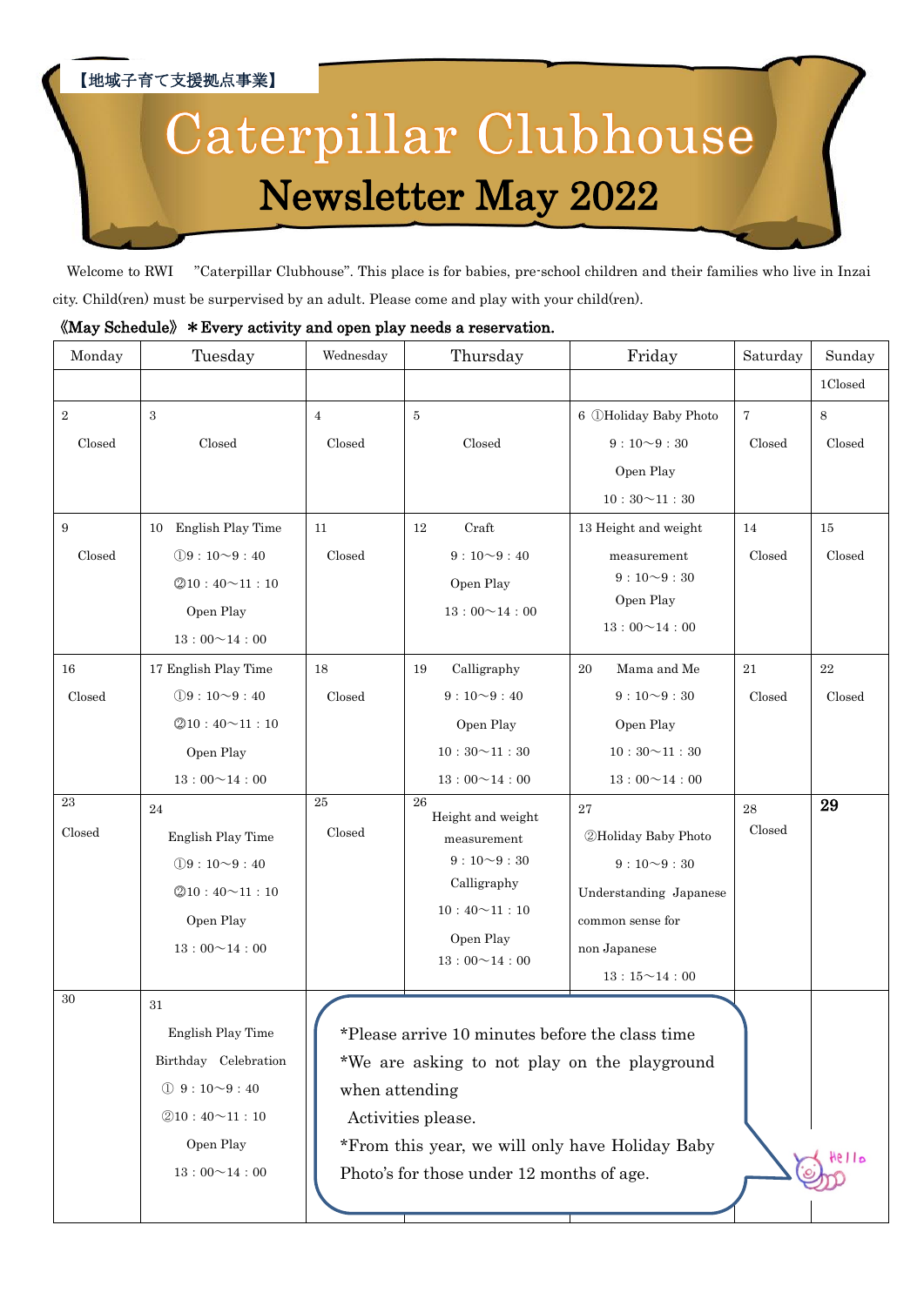【地域子育て支援拠点事業】

# Caterpillar Clubhouse

## Newsletter May 2022

Welcome to RWI "Caterpillar Clubhouse". This place is for babies, pre-school children and their families who live in Inzai city. Child(ren) must be surpervised by an adult. Please come and play with your child(ren).

**《May Schedule》＊Every activity and open play needs a reservation.**

| Monday | Tuesday | Wednesday | Thursday | Friday | Saturday | Sunday |
|---|---|---|---|---|---|---|
| | | | | | | 1Closed |
| 2 Closed | 3 Closed | 4 Closed | 5 Closed | 6 ①Holiday Baby Photo 9：10～9：30 Open Play 10：30～11：30 | 7 Closed | 8 Closed |
| 9 Closed | 10 English Play Time ①9：10～9：40 ②10：40～11：10 Open Play 13：00～14：00 | 11 Closed | 12 Craft 9：10～9：40 Open Play 13：00～14：00 | 13 Height and weight measurement 9：10～9：30 Open Play 13：00～14：00 | 14 Closed | 15 Closed |
| 16 Closed | 17 English Play Time ①9：10～9：40 ②10：40～11：10 Open Play 13：00～14：00 | 18 Closed | 19 Calligraphy 9：10～9：40 Open Play 10：30～11：30 13：00～14：00 | 20 Mama and Me 9：10～9：30 Open Play 10：30～11：30 13：00～14：00 | 21 Closed | 22 Closed |
| 23 Closed | 24 English Play Time ①9：10～9：40 ②10：40～11：10 Open Play 13：00～14：00 | 25 Closed | 26 Height and weight measurement 9：10～9：30 Calligraphy 10：40～11：10 Open Play 13：00～14：00 | 27 ②Holiday Baby Photo 9：10～9：30 Understanding Japanese common sense for non Japanese 13：15～14：00 | 28 Closed | 29 |
| 30 | 31 English Play Time Birthday Celebration ① 9：10～9：40 ②10：40～11：10 Open Play 13：00～14：00 | | | | | |

*Please arrive 10 minutes before the class time
*We are asking to not play on the playground when attending Activities please.
*From this year, we will only have Holiday Baby Photo's for those under 12 months of age.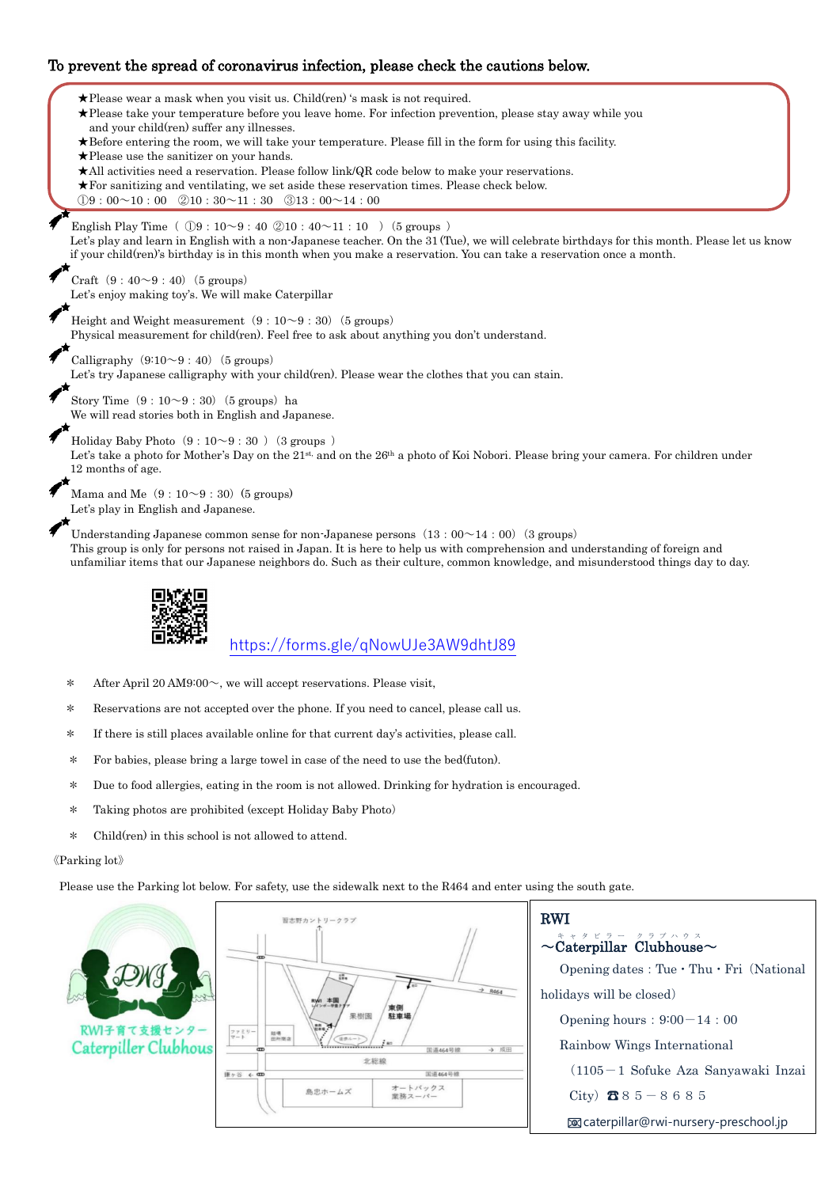## To prevent the spread of coronavirus infection, please check the cautions below.

★Please wear a mask when you visit us. Child(ren) 's mask is not required.
★Please take your temperature before you leave home. For infection prevention, please stay away while you and your child(ren) suffer any illnesses.
★Before entering the room, we will take your temperature. Please fill in the form for using this facility.
★Please use the sanitizer on your hands.
★All activities need a reservation. Please follow link/QR code below to make your reservations.
★For sanitizing and ventilating, we set aside these reservation times. Please check below.
①9：00～10：00　②10：30～11：30　③13：00～14：00

**English Play Time**（①9：10～9：40 ②10：40～11：10 ）（5 groups ）
Let's play and learn in English with a non-Japanese teacher. On the 31 (Tue), we will celebrate birthdays for this month. Please let us know if your child(ren)'s birthday is in this month when you make a reservation. You can take a reservation once a month.

**Craft**（9：40～9：40）（5 groups）
Let's enjoy making toy's. We will make Caterpillar

**Height and Weight measurement**（9：10～9：30）（5 groups）
Physical measurement for child(ren). Feel free to ask about anything you don't understand.

**Calligraphy**（9:10～9：40）（5 groups）
Let's try Japanese calligraphy with your child(ren). Please wear the clothes that you can stain.

**Story Time**（9：10～9：30）（5 groups）ha
We will read stories both in English and Japanese.

**Holiday Baby Photo**（9：10～9：30 ）（3 groups ）
Let's take a photo for Mother's Day on the 21st, and on the 26th a photo of Koi Nobori. Please bring your camera. For children under 12 months of age.

**Mama and Me**（9：10～9：30）(5 groups)
Let's play in English and Japanese.

**Understanding Japanese common sense for non-Japanese persons**（13：00～14：00）（3 groups）
This group is only for persons not raised in Japan. It is here to help us with comprehension and understanding of foreign and unfamiliar items that our Japanese neighbors do. Such as their culture, common knowledge, and misunderstood things day to day.

https://forms.gle/qNowUJe3AW9dhtJ89

＊ After April 20 AM9:00～, we will accept reservations. Please visit,

＊ Reservations are not accepted over the phone. If you need to cancel, please call us.

＊ If there is still places available online for that current day's activities, please call.

＊ For babies, please bring a large towel in case of the need to use the bed(futon).

＊ Due to food allergies, eating in the room is not allowed. Drinking for hydration is encouraged.

＊ Taking photos are prohibited (except Holiday Baby Photo)

＊ Child(ren) in this school is not allowed to attend.

《Parking lot》

Please use the Parking lot below. For safety, use the sidewalk next to the R464 and enter using the south gate.

RWI子育て支援センター
Caterpiller Clubhous

習志野カントリークラブ
R464
RWI 本園
果樹園
東側駐車場
ファミリーマート
国道464号線
成田
北総線
鎌ヶ谷
島忠ホームズ
オートバックス
業務スーパー

**RWI**
**～Caterpillar Clubhouse～**
Opening dates：Tue・Thu・Fri（National holidays will be closed）
Opening hours：9:00－14：00
Rainbow Wings International
（1105－1 Sofuke Aza Sanyawaki Inzai City）☎８５－８６８５
caterpillar@rwi-nursery-preschool.jp